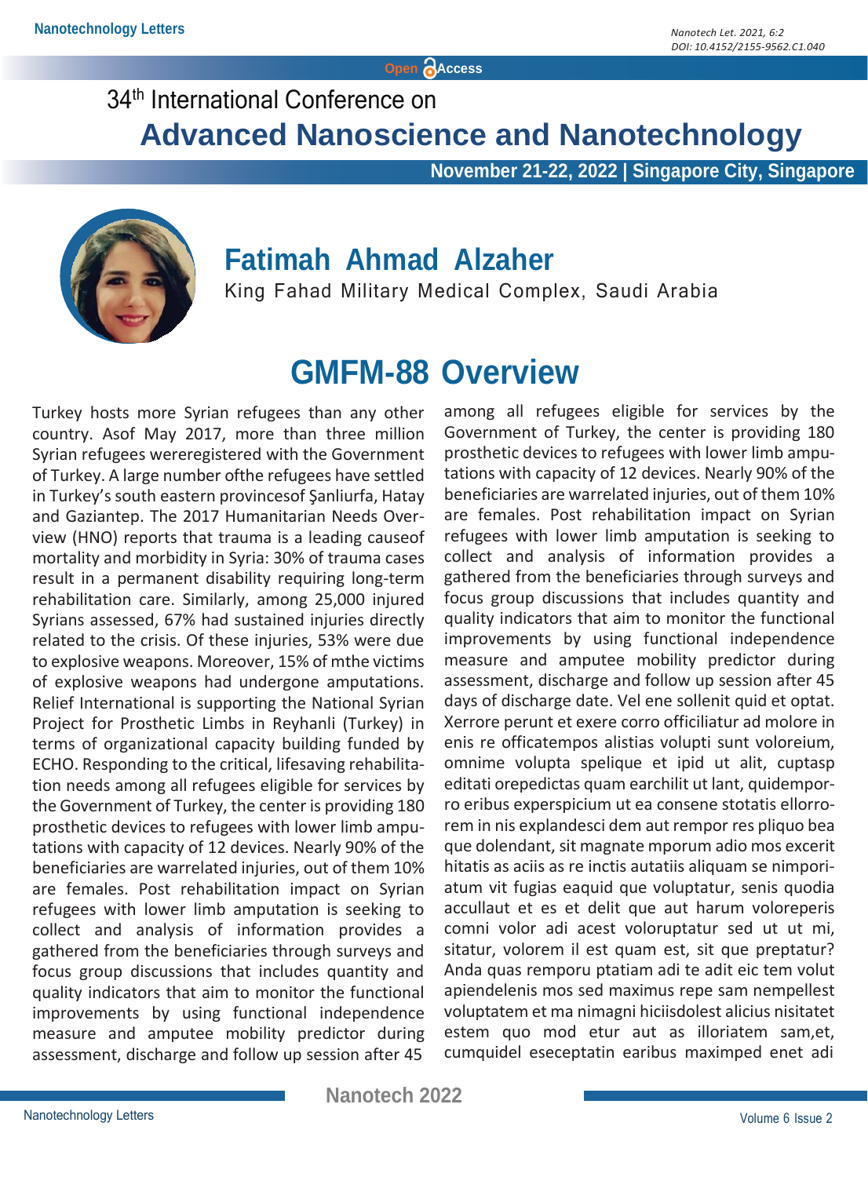34th International Conference on

# Advanced Nanoscience and Nanotechnology

**November 21-22, 2022 | Singapore City, Singapore**

## Fatimah Ahmad Alzaher

King Fahad Military Medical Complex, Saudi Arabia

# GMFM-88 Overview

Turkey hosts more Syrian refugees than any other country. Asof May 2017, more than three million Syrian refugees wereregistered with the Government of Turkey. A large number ofthe refugees have settled in Turkey's south eastern provincesof Şanliurfa, Hatay and Gaziantep. The 2017 Humanitarian Needs Overview (HNO) reports that trauma is a leading causeof mortality and morbidity in Syria: 30% of trauma cases result in a permanent disability requiring long-term rehabilitation care. Similarly, among 25,000 injured Syrians assessed, 67% had sustained injuries directly related to the crisis. Of these injuries, 53% were due to explosive weapons. Moreover, 15% of mthe victims of explosive weapons had undergone amputations. Relief International is supporting the National Syrian Project for Prosthetic Limbs in Reyhanli (Turkey) in terms of organizational capacity building funded by ECHO. Responding to the critical, lifesaving rehabilitation needs among all refugees eligible for services by the Government of Turkey, the center is providing 180 prosthetic devices to refugees with lower limb amputations with capacity of 12 devices. Nearly 90% of the beneficiaries are warrelated injuries, out of them 10% are females. Post rehabilitation impact on Syrian refugees with lower limb amputation is seeking to collect and analysis of information provides a gathered from the beneficiaries through surveys and focus group discussions that includes quantity and quality indicators that aim to monitor the functional improvements by using functional independence measure and amputee mobility predictor during assessment, discharge and follow up session after 45 among all refugees eligible for services by the Government of Turkey, the center is providing 180 prosthetic devices to refugees with lower limb amputations with capacity of 12 devices. Nearly 90% of the beneficiaries are warrelated injuries, out of them 10% are females. Post rehabilitation impact on Syrian refugees with lower limb amputation is seeking to collect and analysis of information provides a gathered from the beneficiaries through surveys and focus group discussions that includes quantity and quality indicators that aim to monitor the functional improvements by using functional independence measure and amputee mobility predictor during assessment, discharge and follow up session after 45 days of discharge date. Vel ene sollenit quid et optat. Xerrore perunt et exere corro officiliatur ad molore in enis re officatempos alistias volupti sunt voloreium, omnime volupta spelique et ipid ut alit, cuptasp editati orepedictas quam earchilit ut lant, quidemporro eribus experspicium ut ea consene stotatis ellororem in nis explandesci dem aut rempor res pliquo bea que dolendant, sit magnate mporum adio mos excerit hitatis as aciis as re inctis autatiis aliquam se nimporiatum vit fugias eaquid que voluptatur, senis quodia accullaut et es et delit que aut harum volореperis comni volor adi acest voloruptatur sed ut ut mi, sitatur, volorem il est quam est, sit que preptatur? Anda quas remporu ptatiam adi te adit eic tem volut apiendelenis mos sed maximus repe sam nempellest voluptatem et ma nimagni hiciisdolest alicius nisitatet estem quo mod etur aut as illoriatem sam,et, cumquidel eseceptatin earibus maximped enet adi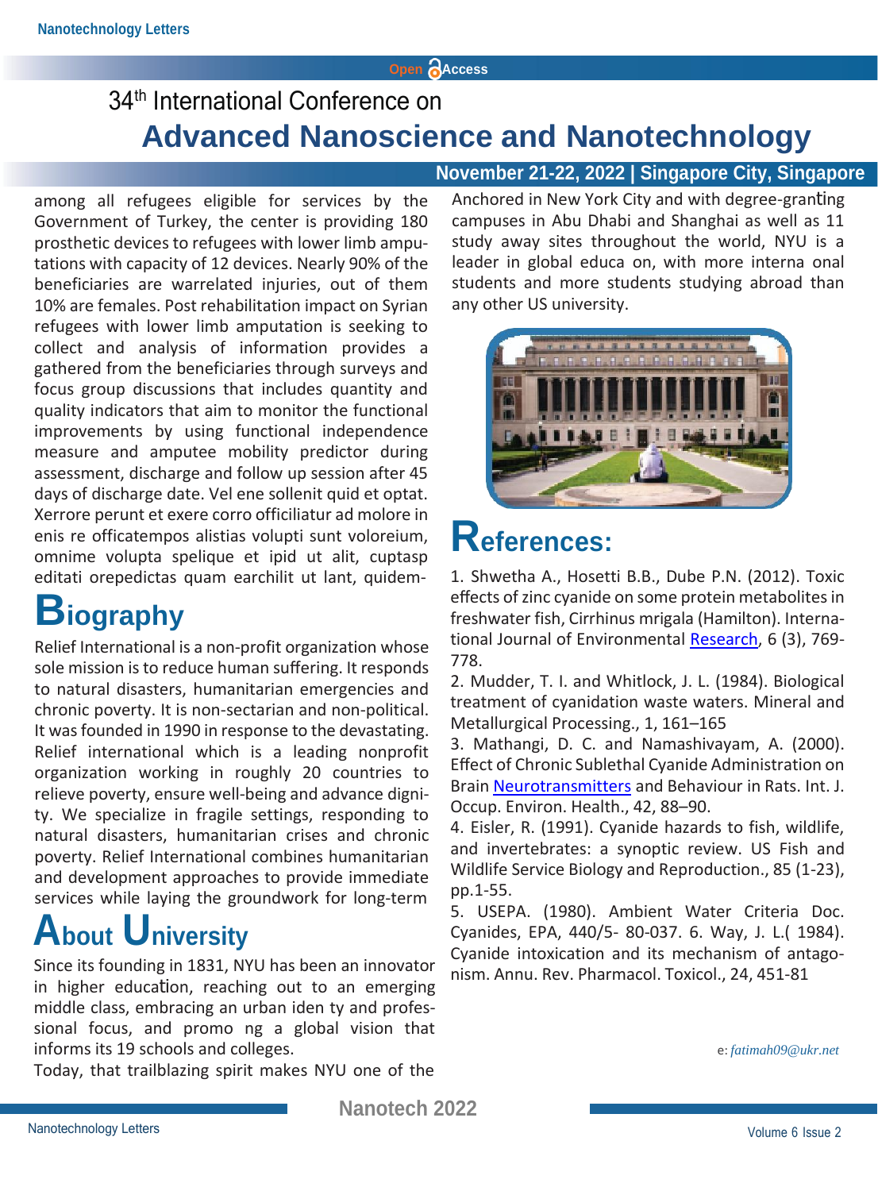among all refugees eligible for services by the Government of Turkey, the center is providing 180 prosthetic devices to refugees with lower limb amputations with capacity of 12 devices. Nearly 90% of the beneficiaries are warrelated injuries, out of them 10% are females. Post rehabilitation impact on Syrian refugees with lower limb amputation is seeking to collect and analysis of information provides a gathered from the beneficiaries through surveys and focus group discussions that includes quantity and quality indicators that aim to monitor the functional improvements by using functional independence measure and amputee mobility predictor during assessment, discharge and follow up session after 45 days of discharge date. Vel ene sollenit quid et optat. Xerrore perunt et exere corro officiliatur ad molore in enis re officatempos alistias volupti sunt voloreium, omnime volupta spelique et ipid ut alit, cuptasp editati orepedictas quam earchilit ut lant, quidem-

# Biography

Relief International is a non-profit organization whose sole mission is to reduce human suffering. It responds to natural disasters, humanitarian emergencies and chronic poverty. It is non-sectarian and non-political. It was founded in 1990 in response to the devastating. Relief international which is a leading nonprofit organization working in roughly 20 countries to relieve poverty, ensure well-being and advance dignity. We specialize in fragile settings, responding to natural disasters, humanitarian crises and chronic poverty. Relief International combines humanitarian and development approaches to provide immediate services while laying the groundwork for long-term

# About University

Since its founding in 1831, NYU has been an innovator in higher education, reaching out to an emerging middle class, embracing an urban iden ty and professional focus, and promo ng a global vision that informs its 19 schools and colleges.

Today, that trailblazing spirit makes NYU one of the

Anchored in New York City and with degree-granting campuses in Abu Dhabi and Shanghai as well as 11 study away sites throughout the world, NYU is a leader in global educa on, with more interna onal students and more students studying abroad than any other US university.

# References:

1. Shwetha A., Hosetti B.B., Dube P.N. (2012). Toxic effects of zinc cyanide on some protein metabolites in freshwater fish, Cirrhinus mrigala (Hamilton). International Journal of Environmental Research, 6 (3), 769-778.
2. Mudder, T. I. and Whitlock, J. L. (1984). Biological treatment of cyanidation waste waters. Mineral and Metallurgical Processing., 1, 161–165
3. Mathangi, D. C. and Namashivayam, A. (2000). Effect of Chronic Sublethal Cyanide Administration on Brain Neurotransmitters and Behaviour in Rats. Int. J. Occup. Environ. Health., 42, 88–90.
4. Eisler, R. (1991). Cyanide hazards to fish, wildlife, and invertebrates: a synoptic review. US Fish and Wildlife Service Biology and Reproduction., 85 (1-23), pp.1-55.
5. USEPA. (1980). Ambient Water Criteria Doc. Cyanides, EPA, 440/5- 80-037. 6. Way, J. L.( 1984). Cyanide intoxication and its mechanism of antagonism. Annu. Rev. Pharmacol. Toxicol., 24, 451-81

e: *fatimah09@ukr.net*